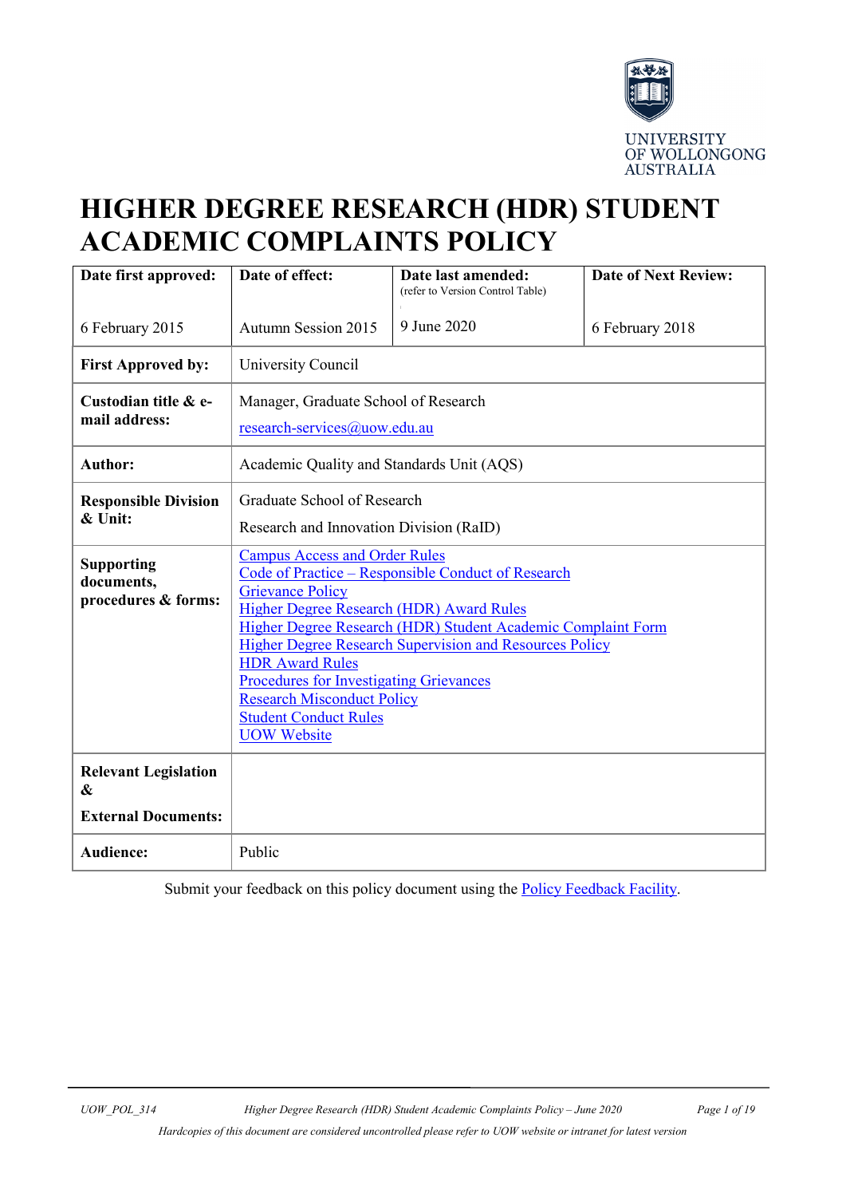UNIVERSITY OF WOLLONGONG AUSTRALIA

# HIGHER DEGREE RESEARCH (HDR) STUDENT ACADEMIC COMPLAINTS POLICY

| **Date first approved:** | **Date of effect:** | **Date last amended:** (refer to Version Control Table) | **Date of Next Review:** |
|---|---|---|---|
| 6 February 2015 | Autumn Session 2015 | 9 June 2020 | 6 February 2018 |
| **First Approved by:** | University Council | | |
| **Custodian title & e-mail address:** | Manager, Graduate School of Research<br>research-services@uow.edu.au | | |
| **Author:** | Academic Quality and Standards Unit (AQS) | | |
| **Responsible Division & Unit:** | Graduate School of Research<br>Research and Innovation Division (RaID) | | |
| **Supporting documents, procedures & forms:** | Campus Access and Order Rules<br>Code of Practice – Responsible Conduct of Research<br>Grievance Policy<br>Higher Degree Research (HDR) Award Rules<br>Higher Degree Research (HDR) Student Academic Complaint Form<br>Higher Degree Research Supervision and Resources Policy<br>HDR Award Rules<br>Procedures for Investigating Grievances<br>Research Misconduct Policy<br>Student Conduct Rules<br>UOW Website | | |
| **Relevant Legislation & External Documents:** | | | |
| **Audience:** | Public | | |

Submit your feedback on this policy document using the Policy Feedback Facility.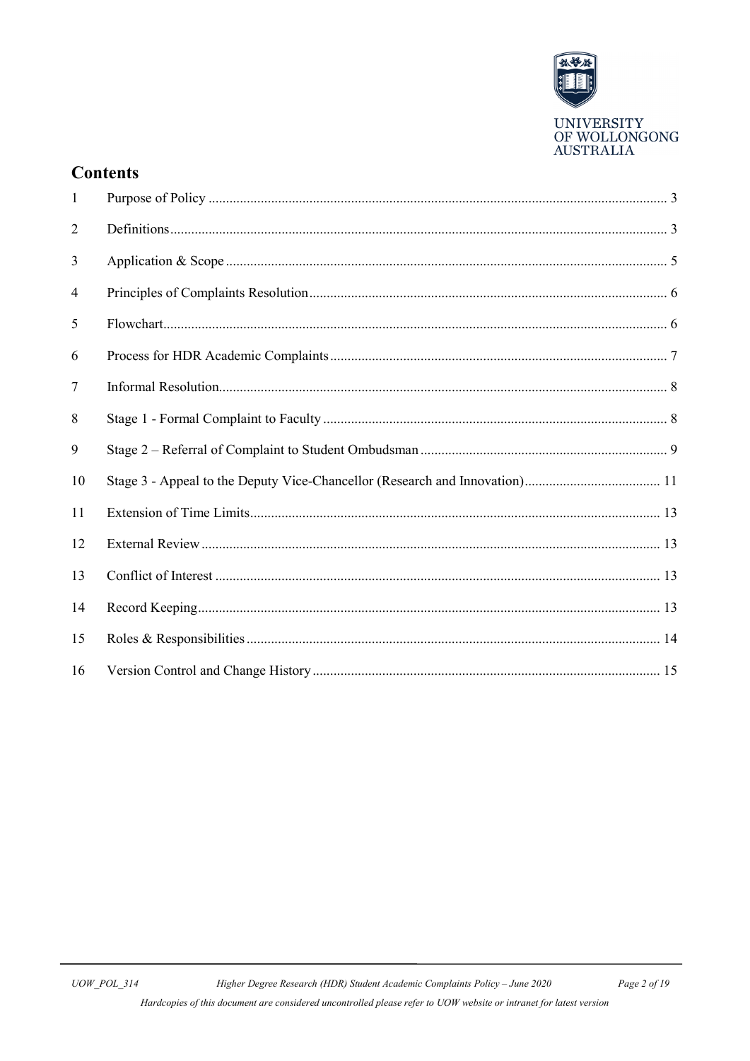## Contents

| | | |
|---|---|---|
| 1 | Purpose of Policy | 3 |
| 2 | Definitions | 3 |
| 3 | Application & Scope | 5 |
| 4 | Principles of Complaints Resolution | 6 |
| 5 | Flowchart | 6 |
| 6 | Process for HDR Academic Complaints | 7 |
| 7 | Informal Resolution | 8 |
| 8 | Stage 1 - Formal Complaint to Faculty | 8 |
| 9 | Stage 2 – Referral of Complaint to Student Ombudsman | 9 |
| 10 | Stage 3 - Appeal to the Deputy Vice-Chancellor (Research and Innovation) | 11 |
| 11 | Extension of Time Limits | 13 |
| 12 | External Review | 13 |
| 13 | Conflict of Interest | 13 |
| 14 | Record Keeping | 13 |
| 15 | Roles & Responsibilities | 14 |
| 16 | Version Control and Change History | 15 |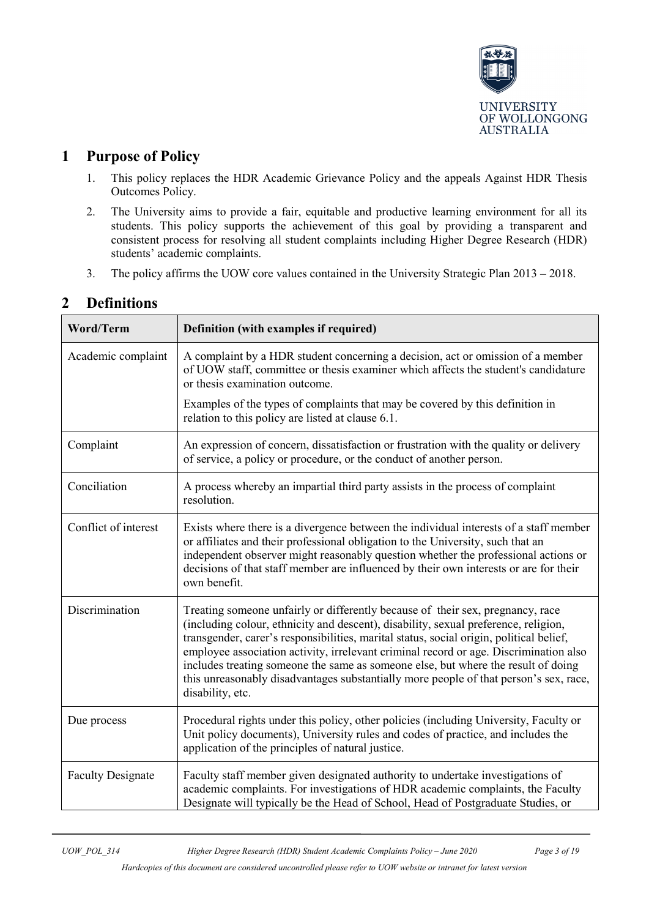## 1 Purpose of Policy

1. This policy replaces the HDR Academic Grievance Policy and the appeals Against HDR Thesis Outcomes Policy.
2. The University aims to provide a fair, equitable and productive learning environment for all its students. This policy supports the achievement of this goal by providing a transparent and consistent process for resolving all student complaints including Higher Degree Research (HDR) students' academic complaints.
3. The policy affirms the UOW core values contained in the University Strategic Plan 2013 – 2018.

## 2 Definitions

| Word/Term | Definition (with examples if required) |
|---|---|
| Academic complaint | A complaint by a HDR student concerning a decision, act or omission of a member of UOW staff, committee or thesis examiner which affects the student's candidature or thesis examination outcome.<br><br>Examples of the types of complaints that may be covered by this definition in relation to this policy are listed at clause 6.1. |
| Complaint | An expression of concern, dissatisfaction or frustration with the quality or delivery of service, a policy or procedure, or the conduct of another person. |
| Conciliation | A process whereby an impartial third party assists in the process of complaint resolution. |
| Conflict of interest | Exists where there is a divergence between the individual interests of a staff member or affiliates and their professional obligation to the University, such that an independent observer might reasonably question whether the professional actions or decisions of that staff member are influenced by their own interests or are for their own benefit. |
| Discrimination | Treating someone unfairly or differently because of their sex, pregnancy, race (including colour, ethnicity and descent), disability, sexual preference, religion, transgender, carer's responsibilities, marital status, social origin, political belief, employee association activity, irrelevant criminal record or age. Discrimination also includes treating someone the same as someone else, but where the result of doing this unreasonably disadvantages substantially more people of that person's sex, race, disability, etc. |
| Due process | Procedural rights under this policy, other policies (including University, Faculty or Unit policy documents), University rules and codes of practice, and includes the application of the principles of natural justice. |
| Faculty Designate | Faculty staff member given designated authority to undertake investigations of academic complaints. For investigations of HDR academic complaints, the Faculty Designate will typically be the Head of School, Head of Postgraduate Studies, or |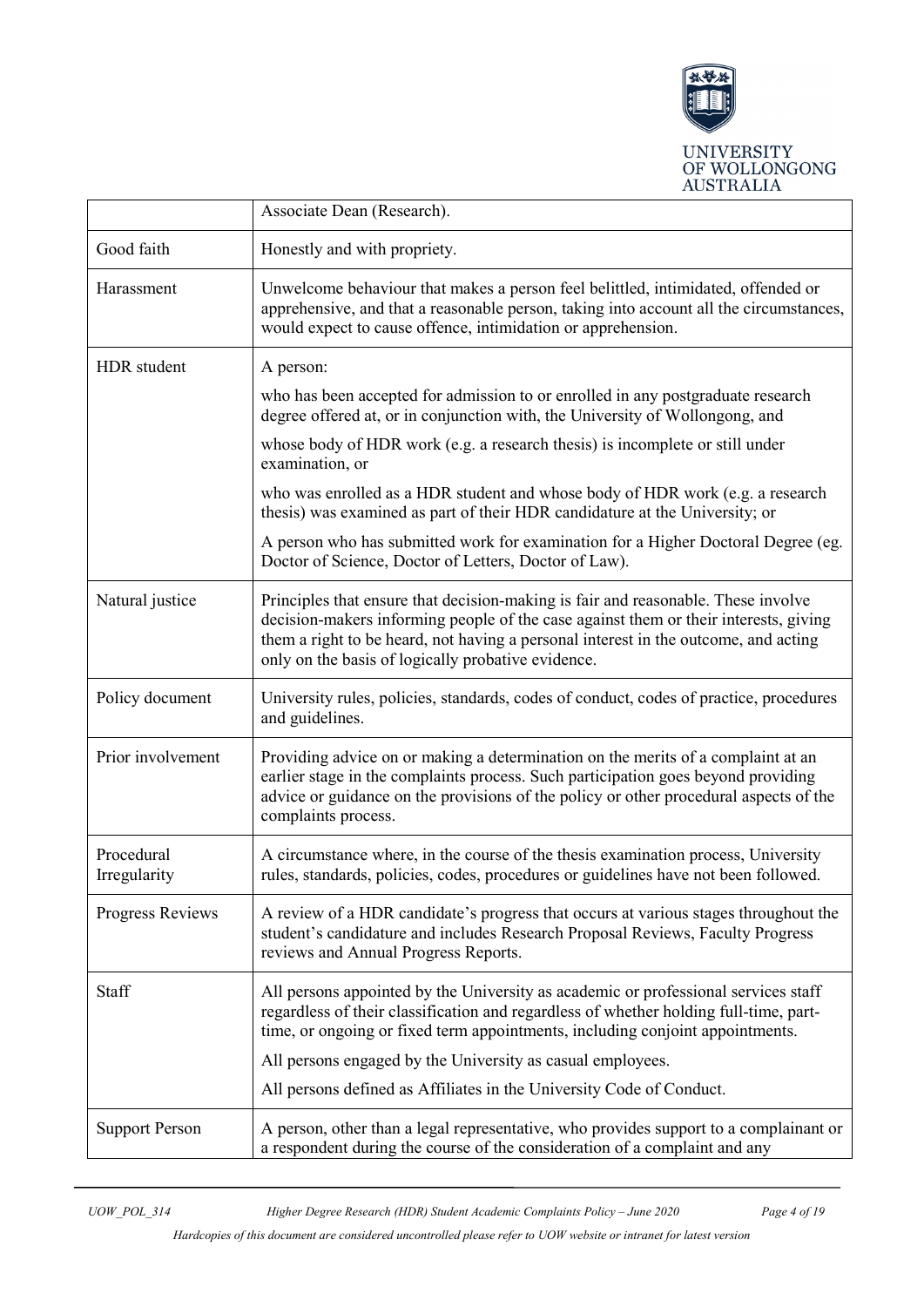| | |
|---|---|
| | Associate Dean (Research). |
| Good faith | Honestly and with propriety. |
| Harassment | Unwelcome behaviour that makes a person feel belittled, intimidated, offended or apprehensive, and that a reasonable person, taking into account all the circumstances, would expect to cause offence, intimidation or apprehension. |
| HDR student | A person:<br><br>who has been accepted for admission to or enrolled in any postgraduate research degree offered at, or in conjunction with, the University of Wollongong, and<br><br>whose body of HDR work (e.g. a research thesis) is incomplete or still under examination, or<br><br>who was enrolled as a HDR student and whose body of HDR work (e.g. a research thesis) was examined as part of their HDR candidature at the University; or<br><br>A person who has submitted work for examination for a Higher Doctoral Degree (eg. Doctor of Science, Doctor of Letters, Doctor of Law). |
| Natural justice | Principles that ensure that decision-making is fair and reasonable. These involve decision-makers informing people of the case against them or their interests, giving them a right to be heard, not having a personal interest in the outcome, and acting only on the basis of logically probative evidence. |
| Policy document | University rules, policies, standards, codes of conduct, codes of practice, procedures and guidelines. |
| Prior involvement | Providing advice on or making a determination on the merits of a complaint at an earlier stage in the complaints process. Such participation goes beyond providing advice or guidance on the provisions of the policy or other procedural aspects of the complaints process. |
| Procedural Irregularity | A circumstance where, in the course of the thesis examination process, University rules, standards, policies, codes, procedures or guidelines have not been followed. |
| Progress Reviews | A review of a HDR candidate's progress that occurs at various stages throughout the student's candidature and includes Research Proposal Reviews, Faculty Progress reviews and Annual Progress Reports. |
| Staff | All persons appointed by the University as academic or professional services staff regardless of their classification and regardless of whether holding full-time, part-time, or ongoing or fixed term appointments, including conjoint appointments.<br><br>All persons engaged by the University as casual employees.<br><br>All persons defined as Affiliates in the University Code of Conduct. |
| Support Person | A person, other than a legal representative, who provides support to a complainant or a respondent during the course of the consideration of a complaint and any |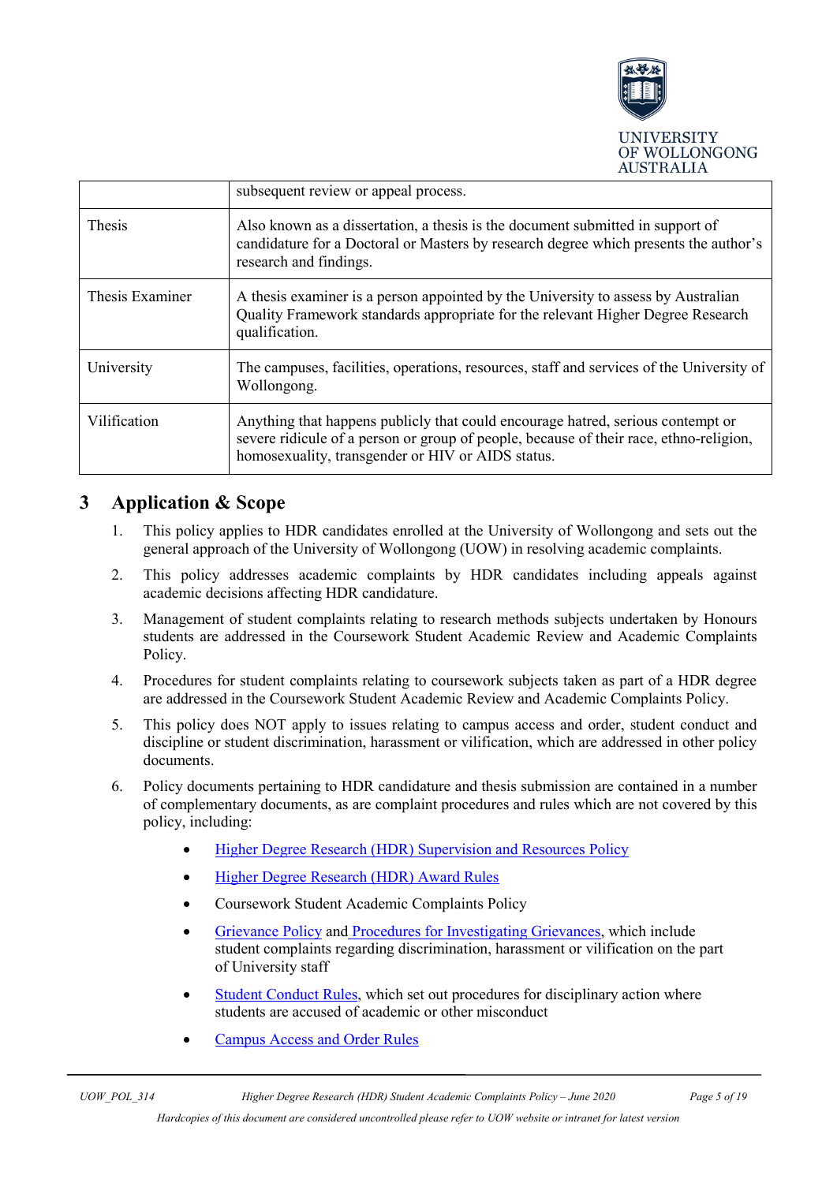| | |
|---|---|
| | subsequent review or appeal process. |
| Thesis | Also known as a dissertation, a thesis is the document submitted in support of candidature for a Doctoral or Masters by research degree which presents the author's research and findings. |
| Thesis Examiner | A thesis examiner is a person appointed by the University to assess by Australian Quality Framework standards appropriate for the relevant Higher Degree Research qualification. |
| University | The campuses, facilities, operations, resources, staff and services of the University of Wollongong. |
| Vilification | Anything that happens publicly that could encourage hatred, serious contempt or severe ridicule of a person or group of people, because of their race, ethno-religion, homosexuality, transgender or HIV or AIDS status. |

## 3 Application & Scope

1. This policy applies to HDR candidates enrolled at the University of Wollongong and sets out the general approach of the University of Wollongong (UOW) in resolving academic complaints.
2. This policy addresses academic complaints by HDR candidates including appeals against academic decisions affecting HDR candidature.
3. Management of student complaints relating to research methods subjects undertaken by Honours students are addressed in the Coursework Student Academic Review and Academic Complaints Policy.
4. Procedures for student complaints relating to coursework subjects taken as part of a HDR degree are addressed in the Coursework Student Academic Review and Academic Complaints Policy.
5. This policy does NOT apply to issues relating to campus access and order, student conduct and discipline or student discrimination, harassment or vilification, which are addressed in other policy documents.
6. Policy documents pertaining to HDR candidature and thesis submission are contained in a number of complementary documents, as are complaint procedures and rules which are not covered by this policy, including:
   - Higher Degree Research (HDR) Supervision and Resources Policy
   - Higher Degree Research (HDR) Award Rules
   - Coursework Student Academic Complaints Policy
   - Grievance Policy and Procedures for Investigating Grievances, which include student complaints regarding discrimination, harassment or vilification on the part of University staff
   - Student Conduct Rules, which set out procedures for disciplinary action where students are accused of academic or other misconduct
   - Campus Access and Order Rules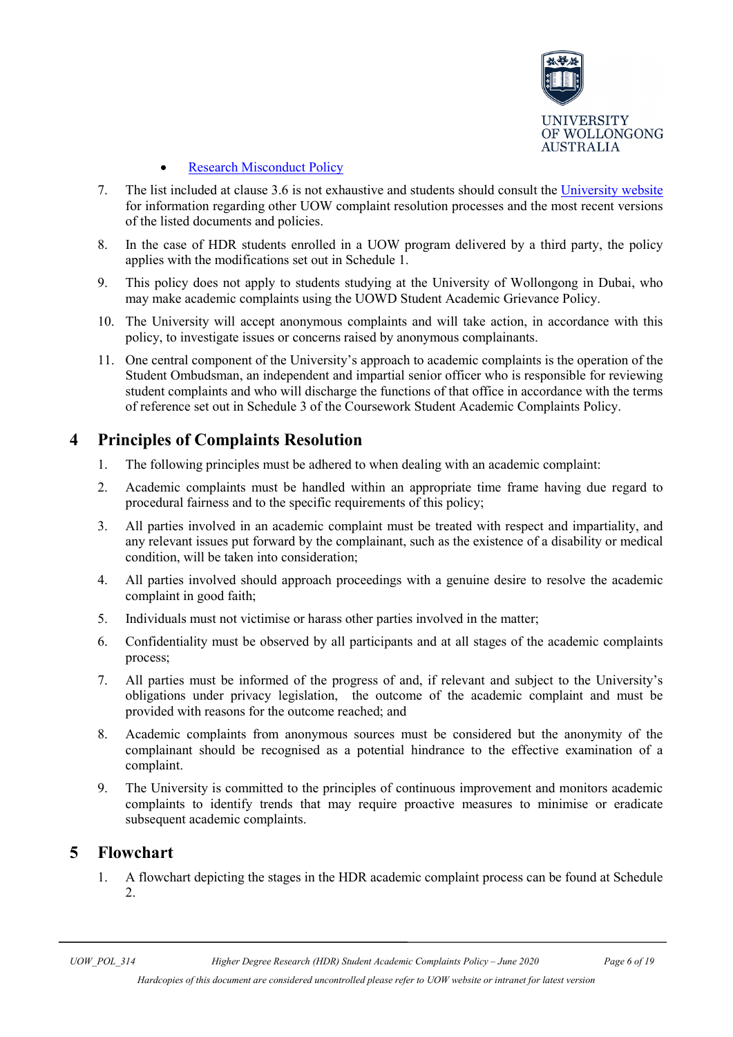- Research Misconduct Policy

7. The list included at clause 3.6 is not exhaustive and students should consult the University website for information regarding other UOW complaint resolution processes and the most recent versions of the listed documents and policies.
8. In the case of HDR students enrolled in a UOW program delivered by a third party, the policy applies with the modifications set out in Schedule 1.
9. This policy does not apply to students studying at the University of Wollongong in Dubai, who may make academic complaints using the UOWD Student Academic Grievance Policy.
10. The University will accept anonymous complaints and will take action, in accordance with this policy, to investigate issues or concerns raised by anonymous complainants.
11. One central component of the University's approach to academic complaints is the operation of the Student Ombudsman, an independent and impartial senior officer who is responsible for reviewing student complaints and who will discharge the functions of that office in accordance with the terms of reference set out in Schedule 3 of the Coursework Student Academic Complaints Policy.

# 4 Principles of Complaints Resolution

1. The following principles must be adhered to when dealing with an academic complaint:
2. Academic complaints must be handled within an appropriate time frame having due regard to procedural fairness and to the specific requirements of this policy;
3. All parties involved in an academic complaint must be treated with respect and impartiality, and any relevant issues put forward by the complainant, such as the existence of a disability or medical condition, will be taken into consideration;
4. All parties involved should approach proceedings with a genuine desire to resolve the academic complaint in good faith;
5. Individuals must not victimise or harass other parties involved in the matter;
6. Confidentiality must be observed by all participants and at all stages of the academic complaints process;
7. All parties must be informed of the progress of and, if relevant and subject to the University's obligations under privacy legislation, the outcome of the academic complaint and must be provided with reasons for the outcome reached; and
8. Academic complaints from anonymous sources must be considered but the anonymity of the complainant should be recognised as a potential hindrance to the effective examination of a complaint.
9. The University is committed to the principles of continuous improvement and monitors academic complaints to identify trends that may require proactive measures to minimise or eradicate subsequent academic complaints.

# 5 Flowchart

1. A flowchart depicting the stages in the HDR academic complaint process can be found at Schedule 2.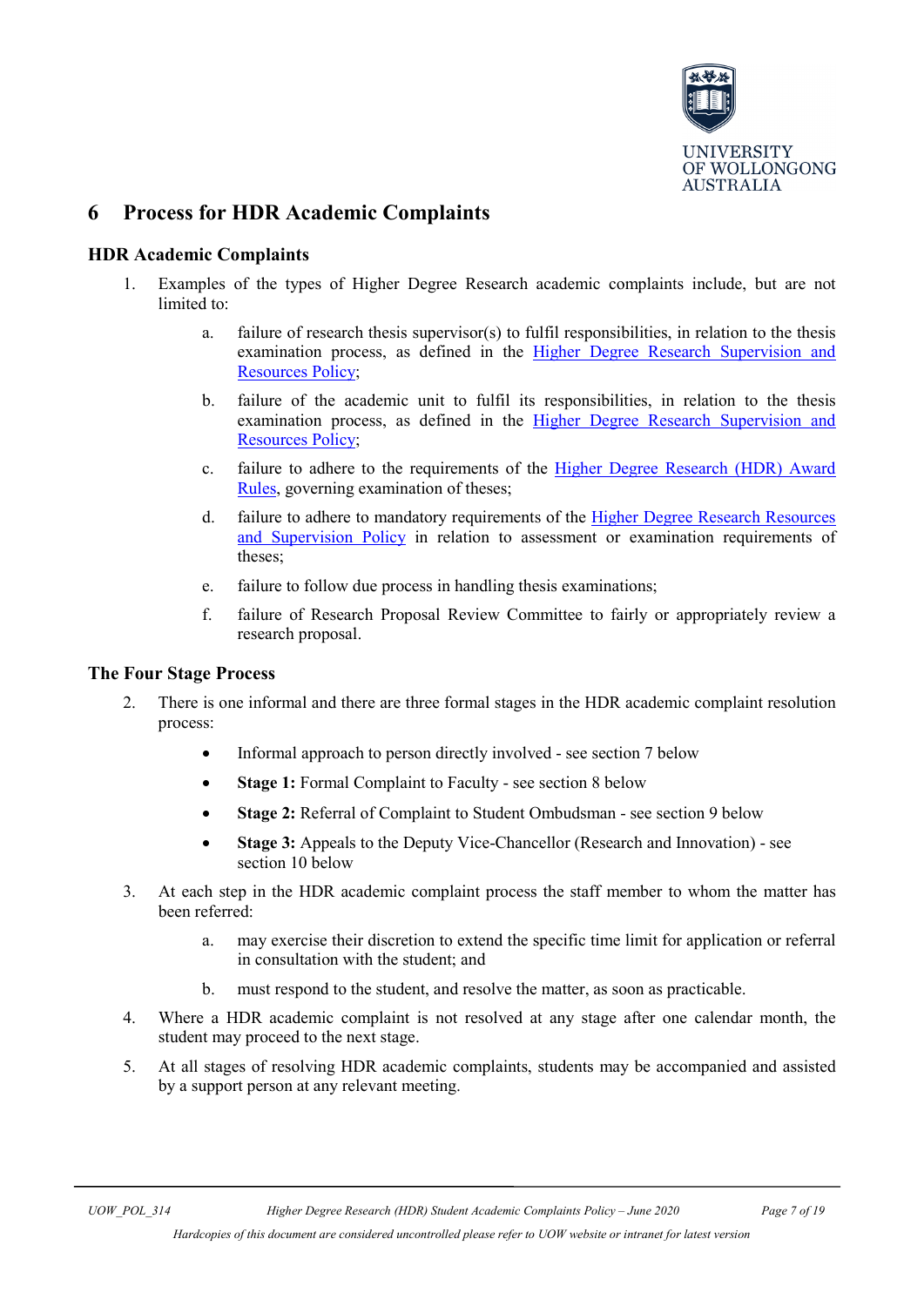## 6 Process for HDR Academic Complaints

### HDR Academic Complaints

1. Examples of the types of Higher Degree Research academic complaints include, but are not limited to:

    a. failure of research thesis supervisor(s) to fulfil responsibilities, in relation to the thesis examination process, as defined in the Higher Degree Research Supervision and Resources Policy;

    b. failure of the academic unit to fulfil its responsibilities, in relation to the thesis examination process, as defined in the Higher Degree Research Supervision and Resources Policy;

    c. failure to adhere to the requirements of the Higher Degree Research (HDR) Award Rules, governing examination of theses;

    d. failure to adhere to mandatory requirements of the Higher Degree Research Resources and Supervision Policy in relation to assessment or examination requirements of theses;

    e. failure to follow due process in handling thesis examinations;

    f. failure of Research Proposal Review Committee to fairly or appropriately review a research proposal.

### The Four Stage Process

2. There is one informal and there are three formal stages in the HDR academic complaint resolution process:

    - Informal approach to person directly involved - see section 7 below
    - **Stage 1:** Formal Complaint to Faculty - see section 8 below
    - **Stage 2:** Referral of Complaint to Student Ombudsman - see section 9 below
    - **Stage 3:** Appeals to the Deputy Vice-Chancellor (Research and Innovation) - see section 10 below

3. At each step in the HDR academic complaint process the staff member to whom the matter has been referred:

    a. may exercise their discretion to extend the specific time limit for application or referral in consultation with the student; and

    b. must respond to the student, and resolve the matter, as soon as practicable.

4. Where a HDR academic complaint is not resolved at any stage after one calendar month, the student may proceed to the next stage.

5. At all stages of resolving HDR academic complaints, students may be accompanied and assisted by a support person at any relevant meeting.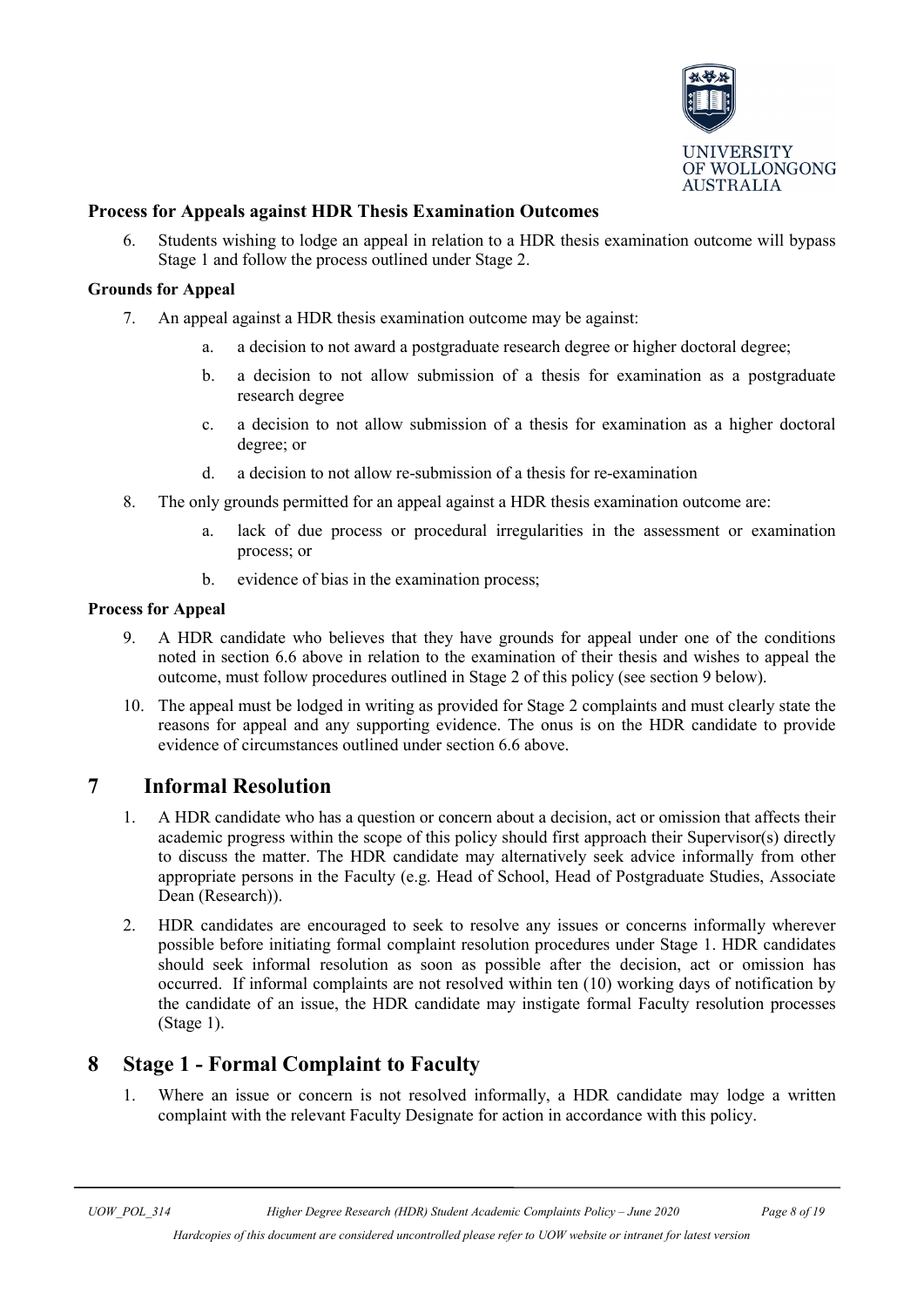### Process for Appeals against HDR Thesis Examination Outcomes

6. Students wishing to lodge an appeal in relation to a HDR thesis examination outcome will bypass Stage 1 and follow the process outlined under Stage 2.

### Grounds for Appeal

7. An appeal against a HDR thesis examination outcome may be against:
    a. a decision to not award a postgraduate research degree or higher doctoral degree;
    b. a decision to not allow submission of a thesis for examination as a postgraduate research degree
    c. a decision to not allow submission of a thesis for examination as a higher doctoral degree; or
    d. a decision to not allow re-submission of a thesis for re-examination
8. The only grounds permitted for an appeal against a HDR thesis examination outcome are:
    a. lack of due process or procedural irregularities in the assessment or examination process; or
    b. evidence of bias in the examination process;

### Process for Appeal

9. A HDR candidate who believes that they have grounds for appeal under one of the conditions noted in section 6.6 above in relation to the examination of their thesis and wishes to appeal the outcome, must follow procedures outlined in Stage 2 of this policy (see section 9 below).
10. The appeal must be lodged in writing as provided for Stage 2 complaints and must clearly state the reasons for appeal and any supporting evidence. The onus is on the HDR candidate to provide evidence of circumstances outlined under section 6.6 above.

## 7 Informal Resolution

1. A HDR candidate who has a question or concern about a decision, act or omission that affects their academic progress within the scope of this policy should first approach their Supervisor(s) directly to discuss the matter. The HDR candidate may alternatively seek advice informally from other appropriate persons in the Faculty (e.g. Head of School, Head of Postgraduate Studies, Associate Dean (Research)).
2. HDR candidates are encouraged to seek to resolve any issues or concerns informally wherever possible before initiating formal complaint resolution procedures under Stage 1. HDR candidates should seek informal resolution as soon as possible after the decision, act or omission has occurred. If informal complaints are not resolved within ten (10) working days of notification by the candidate of an issue, the HDR candidate may instigate formal Faculty resolution processes (Stage 1).

## 8 Stage 1 - Formal Complaint to Faculty

1. Where an issue or concern is not resolved informally, a HDR candidate may lodge a written complaint with the relevant Faculty Designate for action in accordance with this policy.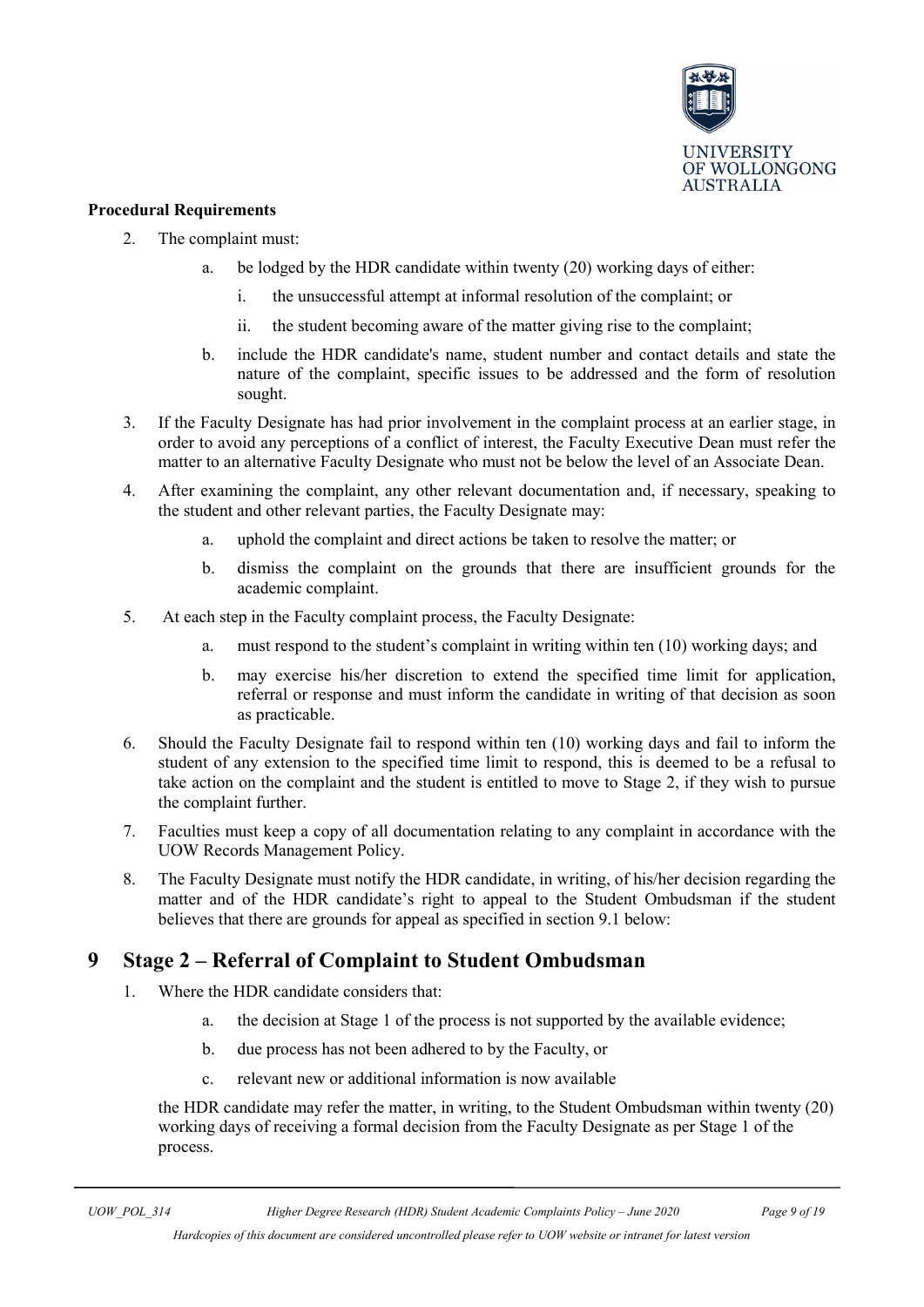**Procedural Requirements**

2. The complaint must:
    a. be lodged by the HDR candidate within twenty (20) working days of either:
        i. the unsuccessful attempt at informal resolution of the complaint; or
        ii. the student becoming aware of the matter giving rise to the complaint;
    b. include the HDR candidate's name, student number and contact details and state the nature of the complaint, specific issues to be addressed and the form of resolution sought.
3. If the Faculty Designate has had prior involvement in the complaint process at an earlier stage, in order to avoid any perceptions of a conflict of interest, the Faculty Executive Dean must refer the matter to an alternative Faculty Designate who must not be below the level of an Associate Dean.
4. After examining the complaint, any other relevant documentation and, if necessary, speaking to the student and other relevant parties, the Faculty Designate may:
    a. uphold the complaint and direct actions be taken to resolve the matter; or
    b. dismiss the complaint on the grounds that there are insufficient grounds for the academic complaint.
5. At each step in the Faculty complaint process, the Faculty Designate:
    a. must respond to the student's complaint in writing within ten (10) working days; and
    b. may exercise his/her discretion to extend the specified time limit for application, referral or response and must inform the candidate in writing of that decision as soon as practicable.
6. Should the Faculty Designate fail to respond within ten (10) working days and fail to inform the student of any extension to the specified time limit to respond, this is deemed to be a refusal to take action on the complaint and the student is entitled to move to Stage 2, if they wish to pursue the complaint further.
7. Faculties must keep a copy of all documentation relating to any complaint in accordance with the UOW Records Management Policy.
8. The Faculty Designate must notify the HDR candidate, in writing, of his/her decision regarding the matter and of the HDR candidate's right to appeal to the Student Ombudsman if the student believes that there are grounds for appeal as specified in section 9.1 below:

# 9 Stage 2 – Referral of Complaint to Student Ombudsman

1. Where the HDR candidate considers that:
    a. the decision at Stage 1 of the process is not supported by the available evidence;
    b. due process has not been adhered to by the Faculty, or
    c. relevant new or additional information is now available

    the HDR candidate may refer the matter, in writing, to the Student Ombudsman within twenty (20) working days of receiving a formal decision from the Faculty Designate as per Stage 1 of the process.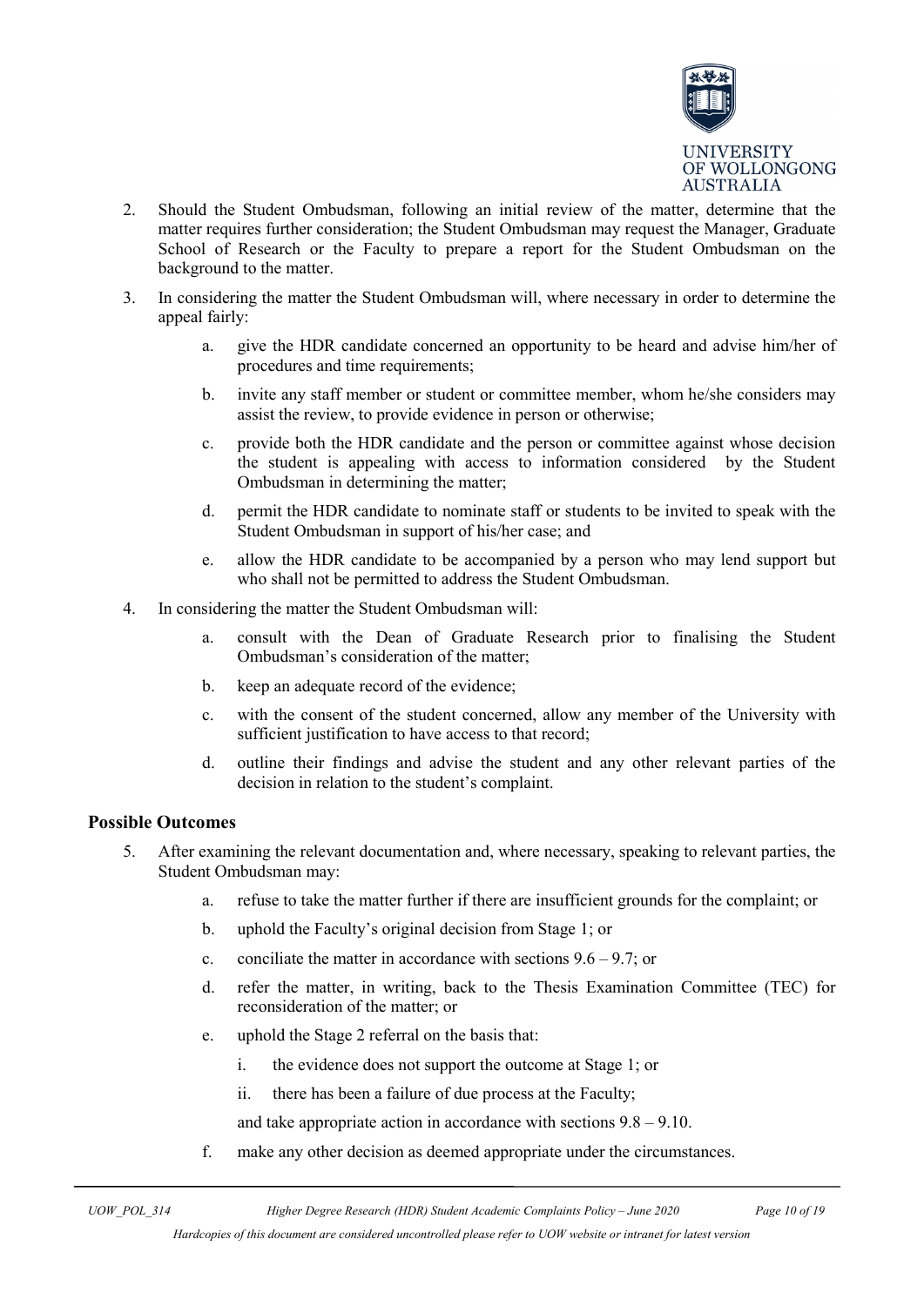2. Should the Student Ombudsman, following an initial review of the matter, determine that the matter requires further consideration; the Student Ombudsman may request the Manager, Graduate School of Research or the Faculty to prepare a report for the Student Ombudsman on the background to the matter.

3. In considering the matter the Student Ombudsman will, where necessary in order to determine the appeal fairly:

   a. give the HDR candidate concerned an opportunity to be heard and advise him/her of procedures and time requirements;

   b. invite any staff member or student or committee member, whom he/she considers may assist the review, to provide evidence in person or otherwise;

   c. provide both the HDR candidate and the person or committee against whose decision the student is appealing with access to information considered by the Student Ombudsman in determining the matter;

   d. permit the HDR candidate to nominate staff or students to be invited to speak with the Student Ombudsman in support of his/her case; and

   e. allow the HDR candidate to be accompanied by a person who may lend support but who shall not be permitted to address the Student Ombudsman.

4. In considering the matter the Student Ombudsman will:

   a. consult with the Dean of Graduate Research prior to finalising the Student Ombudsman's consideration of the matter;

   b. keep an adequate record of the evidence;

   c. with the consent of the student concerned, allow any member of the University with sufficient justification to have access to that record;

   d. outline their findings and advise the student and any other relevant parties of the decision in relation to the student's complaint.

### Possible Outcomes

5. After examining the relevant documentation and, where necessary, speaking to relevant parties, the Student Ombudsman may:

   a. refuse to take the matter further if there are insufficient grounds for the complaint; or

   b. uphold the Faculty's original decision from Stage 1; or

   c. conciliate the matter in accordance with sections 9.6 – 9.7; or

   d. refer the matter, in writing, back to the Thesis Examination Committee (TEC) for reconsideration of the matter; or

   e. uphold the Stage 2 referral on the basis that:

      i. the evidence does not support the outcome at Stage 1; or

      ii. there has been a failure of due process at the Faculty;

      and take appropriate action in accordance with sections 9.8 – 9.10.

   f. make any other decision as deemed appropriate under the circumstances.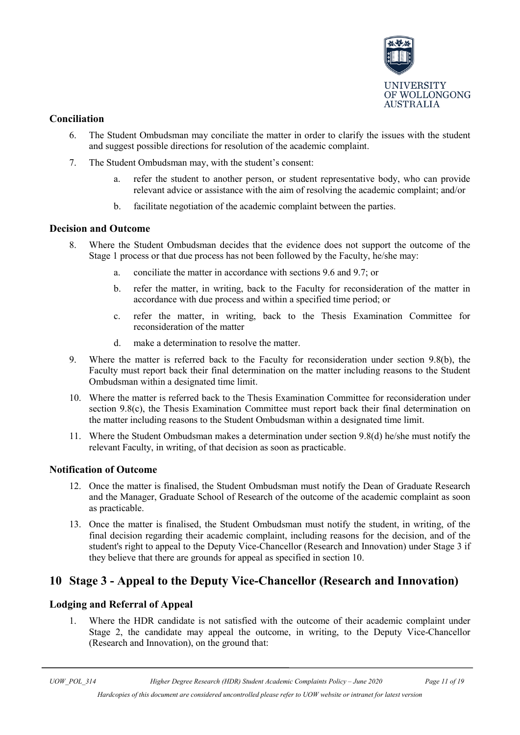### Conciliation

6. The Student Ombudsman may conciliate the matter in order to clarify the issues with the student and suggest possible directions for resolution of the academic complaint.
7. The Student Ombudsman may, with the student's consent:
    a. refer the student to another person, or student representative body, who can provide relevant advice or assistance with the aim of resolving the academic complaint; and/or
    b. facilitate negotiation of the academic complaint between the parties.

### Decision and Outcome

8. Where the Student Ombudsman decides that the evidence does not support the outcome of the Stage 1 process or that due process has not been followed by the Faculty, he/she may:
    a. conciliate the matter in accordance with sections 9.6 and 9.7; or
    b. refer the matter, in writing, back to the Faculty for reconsideration of the matter in accordance with due process and within a specified time period; or
    c. refer the matter, in writing, back to the Thesis Examination Committee for reconsideration of the matter
    d. make a determination to resolve the matter.
9. Where the matter is referred back to the Faculty for reconsideration under section 9.8(b), the Faculty must report back their final determination on the matter including reasons to the Student Ombudsman within a designated time limit.
10. Where the matter is referred back to the Thesis Examination Committee for reconsideration under section 9.8(c), the Thesis Examination Committee must report back their final determination on the matter including reasons to the Student Ombudsman within a designated time limit.
11. Where the Student Ombudsman makes a determination under section 9.8(d) he/she must notify the relevant Faculty, in writing, of that decision as soon as practicable.

### Notification of Outcome

12. Once the matter is finalised, the Student Ombudsman must notify the Dean of Graduate Research and the Manager, Graduate School of Research of the outcome of the academic complaint as soon as practicable.
13. Once the matter is finalised, the Student Ombudsman must notify the student, in writing, of the final decision regarding their academic complaint, including reasons for the decision, and of the student's right to appeal to the Deputy Vice-Chancellor (Research and Innovation) under Stage 3 if they believe that there are grounds for appeal as specified in section 10.

## 10 Stage 3 - Appeal to the Deputy Vice-Chancellor (Research and Innovation)

### Lodging and Referral of Appeal

1. Where the HDR candidate is not satisfied with the outcome of their academic complaint under Stage 2, the candidate may appeal the outcome, in writing, to the Deputy Vice-Chancellor (Research and Innovation), on the ground that: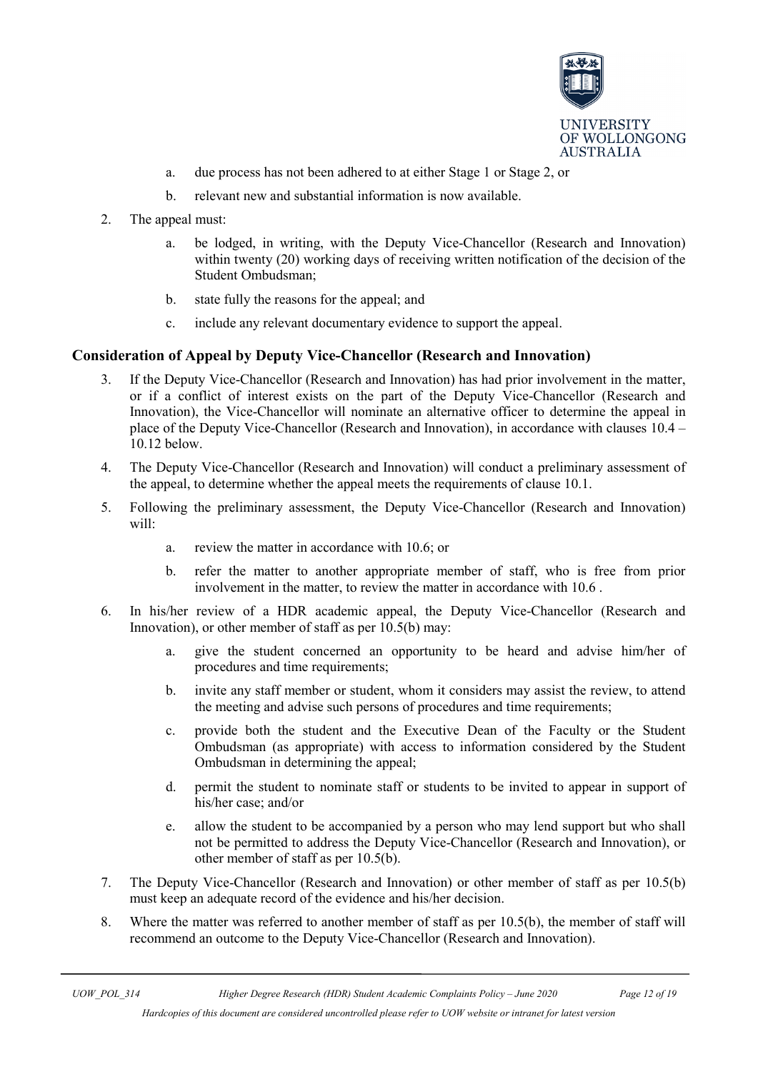a. due process has not been adhered to at either Stage 1 or Stage 2, or

b. relevant new and substantial information is now available.

2. The appeal must:

   a. be lodged, in writing, with the Deputy Vice-Chancellor (Research and Innovation) within twenty (20) working days of receiving written notification of the decision of the Student Ombudsman;

   b. state fully the reasons for the appeal; and

   c. include any relevant documentary evidence to support the appeal.

### Consideration of Appeal by Deputy Vice-Chancellor (Research and Innovation)

3. If the Deputy Vice-Chancellor (Research and Innovation) has had prior involvement in the matter, or if a conflict of interest exists on the part of the Deputy Vice-Chancellor (Research and Innovation), the Vice-Chancellor will nominate an alternative officer to determine the appeal in place of the Deputy Vice-Chancellor (Research and Innovation), in accordance with clauses 10.4 – 10.12 below.

4. The Deputy Vice-Chancellor (Research and Innovation) will conduct a preliminary assessment of the appeal, to determine whether the appeal meets the requirements of clause 10.1.

5. Following the preliminary assessment, the Deputy Vice-Chancellor (Research and Innovation) will:

   a. review the matter in accordance with 10.6; or

   b. refer the matter to another appropriate member of staff, who is free from prior involvement in the matter, to review the matter in accordance with 10.6 .

6. In his/her review of a HDR academic appeal, the Deputy Vice-Chancellor (Research and Innovation), or other member of staff as per 10.5(b) may:

   a. give the student concerned an opportunity to be heard and advise him/her of procedures and time requirements;

   b. invite any staff member or student, whom it considers may assist the review, to attend the meeting and advise such persons of procedures and time requirements;

   c. provide both the student and the Executive Dean of the Faculty or the Student Ombudsman (as appropriate) with access to information considered by the Student Ombudsman in determining the appeal;

   d. permit the student to nominate staff or students to be invited to appear in support of his/her case; and/or

   e. allow the student to be accompanied by a person who may lend support but who shall not be permitted to address the Deputy Vice-Chancellor (Research and Innovation), or other member of staff as per 10.5(b).

7. The Deputy Vice-Chancellor (Research and Innovation) or other member of staff as per 10.5(b) must keep an adequate record of the evidence and his/her decision.

8. Where the matter was referred to another member of staff as per 10.5(b), the member of staff will recommend an outcome to the Deputy Vice-Chancellor (Research and Innovation).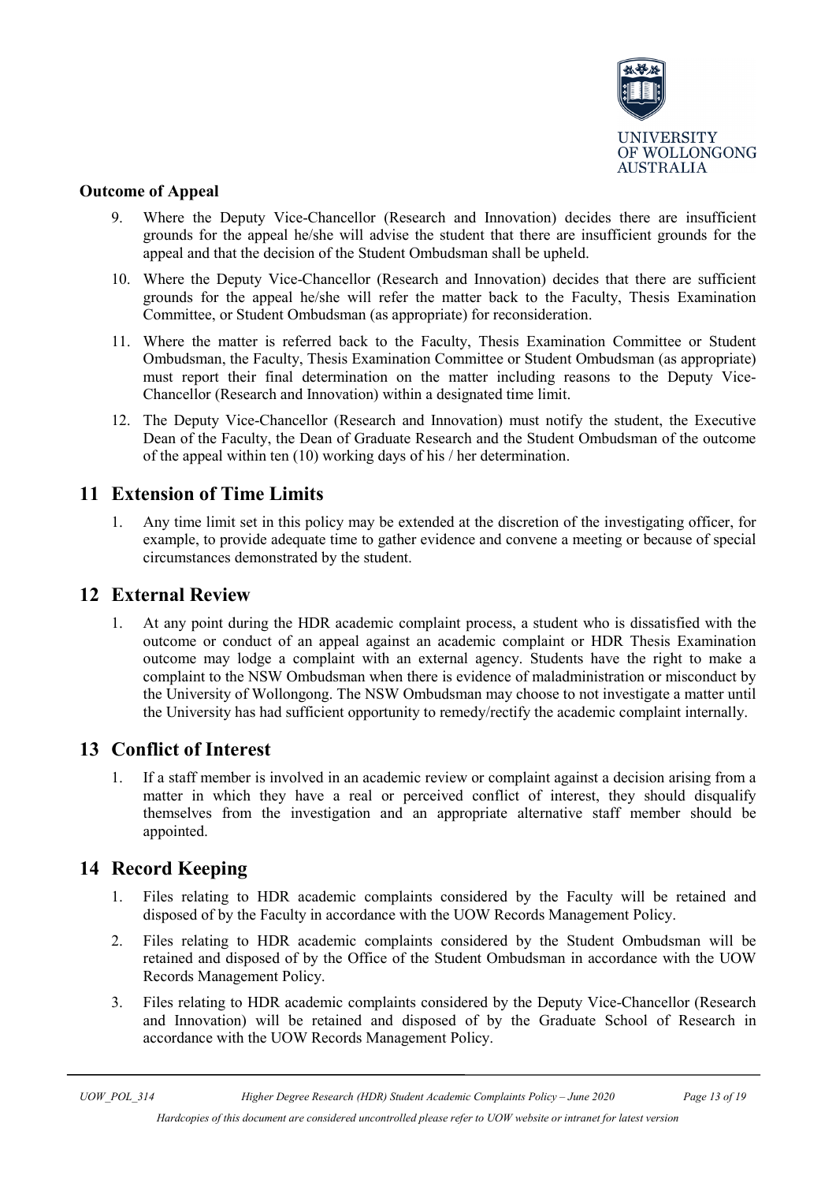**Outcome of Appeal**

9. Where the Deputy Vice-Chancellor (Research and Innovation) decides there are insufficient grounds for the appeal he/she will advise the student that there are insufficient grounds for the appeal and that the decision of the Student Ombudsman shall be upheld.
10. Where the Deputy Vice-Chancellor (Research and Innovation) decides that there are sufficient grounds for the appeal he/she will refer the matter back to the Faculty, Thesis Examination Committee, or Student Ombudsman (as appropriate) for reconsideration.
11. Where the matter is referred back to the Faculty, Thesis Examination Committee or Student Ombudsman, the Faculty, Thesis Examination Committee or Student Ombudsman (as appropriate) must report their final determination on the matter including reasons to the Deputy Vice-Chancellor (Research and Innovation) within a designated time limit.
12. The Deputy Vice-Chancellor (Research and Innovation) must notify the student, the Executive Dean of the Faculty, the Dean of Graduate Research and the Student Ombudsman of the outcome of the appeal within ten (10) working days of his / her determination.

## 11 Extension of Time Limits

1. Any time limit set in this policy may be extended at the discretion of the investigating officer, for example, to provide adequate time to gather evidence and convene a meeting or because of special circumstances demonstrated by the student.

## 12 External Review

1. At any point during the HDR academic complaint process, a student who is dissatisfied with the outcome or conduct of an appeal against an academic complaint or HDR Thesis Examination outcome may lodge a complaint with an external agency. Students have the right to make a complaint to the NSW Ombudsman when there is evidence of maladministration or misconduct by the University of Wollongong. The NSW Ombudsman may choose to not investigate a matter until the University has had sufficient opportunity to remedy/rectify the academic complaint internally.

## 13 Conflict of Interest

1. If a staff member is involved in an academic review or complaint against a decision arising from a matter in which they have a real or perceived conflict of interest, they should disqualify themselves from the investigation and an appropriate alternative staff member should be appointed.

## 14 Record Keeping

1. Files relating to HDR academic complaints considered by the Faculty will be retained and disposed of by the Faculty in accordance with the UOW Records Management Policy.
2. Files relating to HDR academic complaints considered by the Student Ombudsman will be retained and disposed of by the Office of the Student Ombudsman in accordance with the UOW Records Management Policy.
3. Files relating to HDR academic complaints considered by the Deputy Vice-Chancellor (Research and Innovation) will be retained and disposed of by the Graduate School of Research in accordance with the UOW Records Management Policy.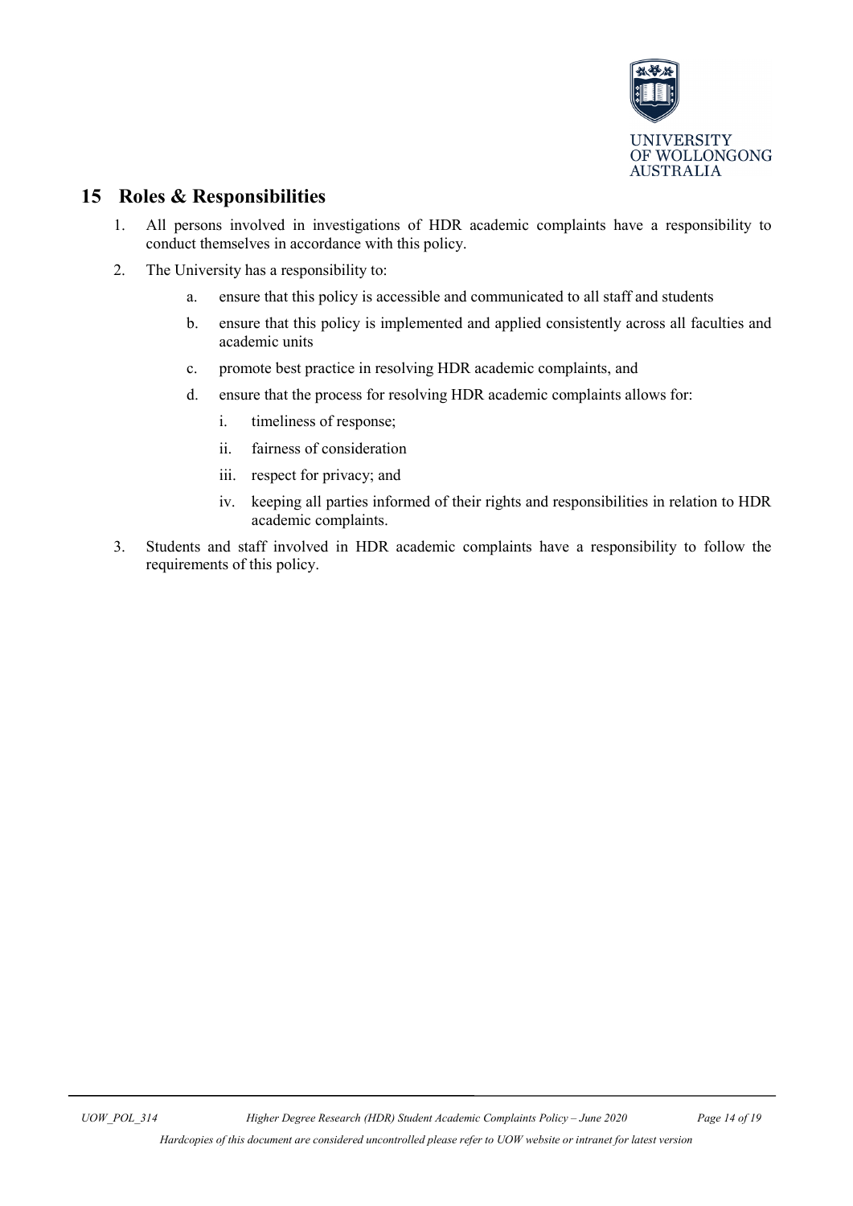## 15 Roles & Responsibilities

1. All persons involved in investigations of HDR academic complaints have a responsibility to conduct themselves in accordance with this policy.
2. The University has a responsibility to:
   a. ensure that this policy is accessible and communicated to all staff and students
   b. ensure that this policy is implemented and applied consistently across all faculties and academic units
   c. promote best practice in resolving HDR academic complaints, and
   d. ensure that the process for resolving HDR academic complaints allows for:
      i. timeliness of response;
      ii. fairness of consideration
      iii. respect for privacy; and
      iv. keeping all parties informed of their rights and responsibilities in relation to HDR academic complaints.
3. Students and staff involved in HDR academic complaints have a responsibility to follow the requirements of this policy.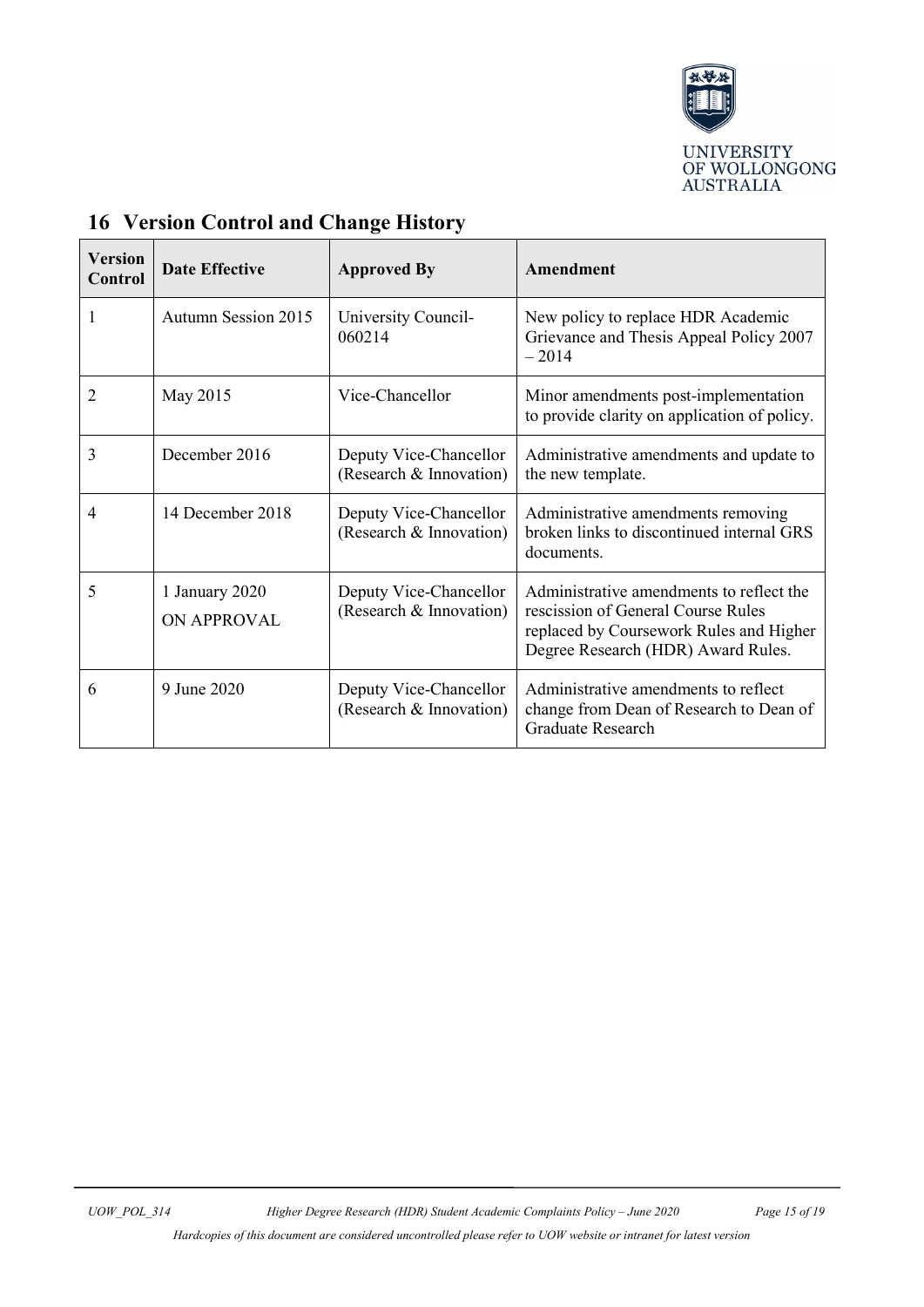## 16 Version Control and Change History

| Version Control | Date Effective | Approved By | Amendment |
|---|---|---|---|
| 1 | Autumn Session 2015 | University Council-060214 | New policy to replace HDR Academic Grievance and Thesis Appeal Policy 2007 – 2014 |
| 2 | May 2015 | Vice-Chancellor | Minor amendments post-implementation to provide clarity on application of policy. |
| 3 | December 2016 | Deputy Vice-Chancellor (Research & Innovation) | Administrative amendments and update to the new template. |
| 4 | 14 December 2018 | Deputy Vice-Chancellor (Research & Innovation) | Administrative amendments removing broken links to discontinued internal GRS documents. |
| 5 | 1 January 2020<br>ON APPROVAL | Deputy Vice-Chancellor (Research & Innovation) | Administrative amendments to reflect the rescission of General Course Rules replaced by Coursework Rules and Higher Degree Research (HDR) Award Rules. |
| 6 | 9 June 2020 | Deputy Vice-Chancellor (Research & Innovation) | Administrative amendments to reflect change from Dean of Research to Dean of Graduate Research |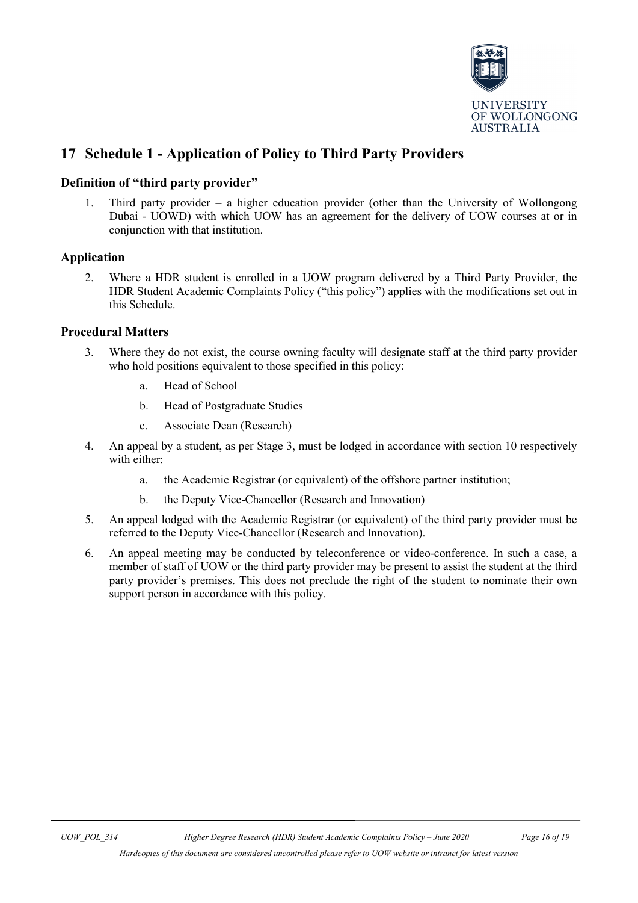## 17 Schedule 1 - Application of Policy to Third Party Providers

### Definition of "third party provider"

1. Third party provider – a higher education provider (other than the University of Wollongong Dubai - UOWD) with which UOW has an agreement for the delivery of UOW courses at or in conjunction with that institution.

### Application

2. Where a HDR student is enrolled in a UOW program delivered by a Third Party Provider, the HDR Student Academic Complaints Policy ("this policy") applies with the modifications set out in this Schedule.

### Procedural Matters

3. Where they do not exist, the course owning faculty will designate staff at the third party provider who hold positions equivalent to those specified in this policy:
   a. Head of School
   b. Head of Postgraduate Studies
   c. Associate Dean (Research)
4. An appeal by a student, as per Stage 3, must be lodged in accordance with section 10 respectively with either:
   a. the Academic Registrar (or equivalent) of the offshore partner institution;
   b. the Deputy Vice-Chancellor (Research and Innovation)
5. An appeal lodged with the Academic Registrar (or equivalent) of the third party provider must be referred to the Deputy Vice-Chancellor (Research and Innovation).
6. An appeal meeting may be conducted by teleconference or video-conference. In such a case, a member of staff of UOW or the third party provider may be present to assist the student at the third party provider's premises. This does not preclude the right of the student to nominate their own support person in accordance with this policy.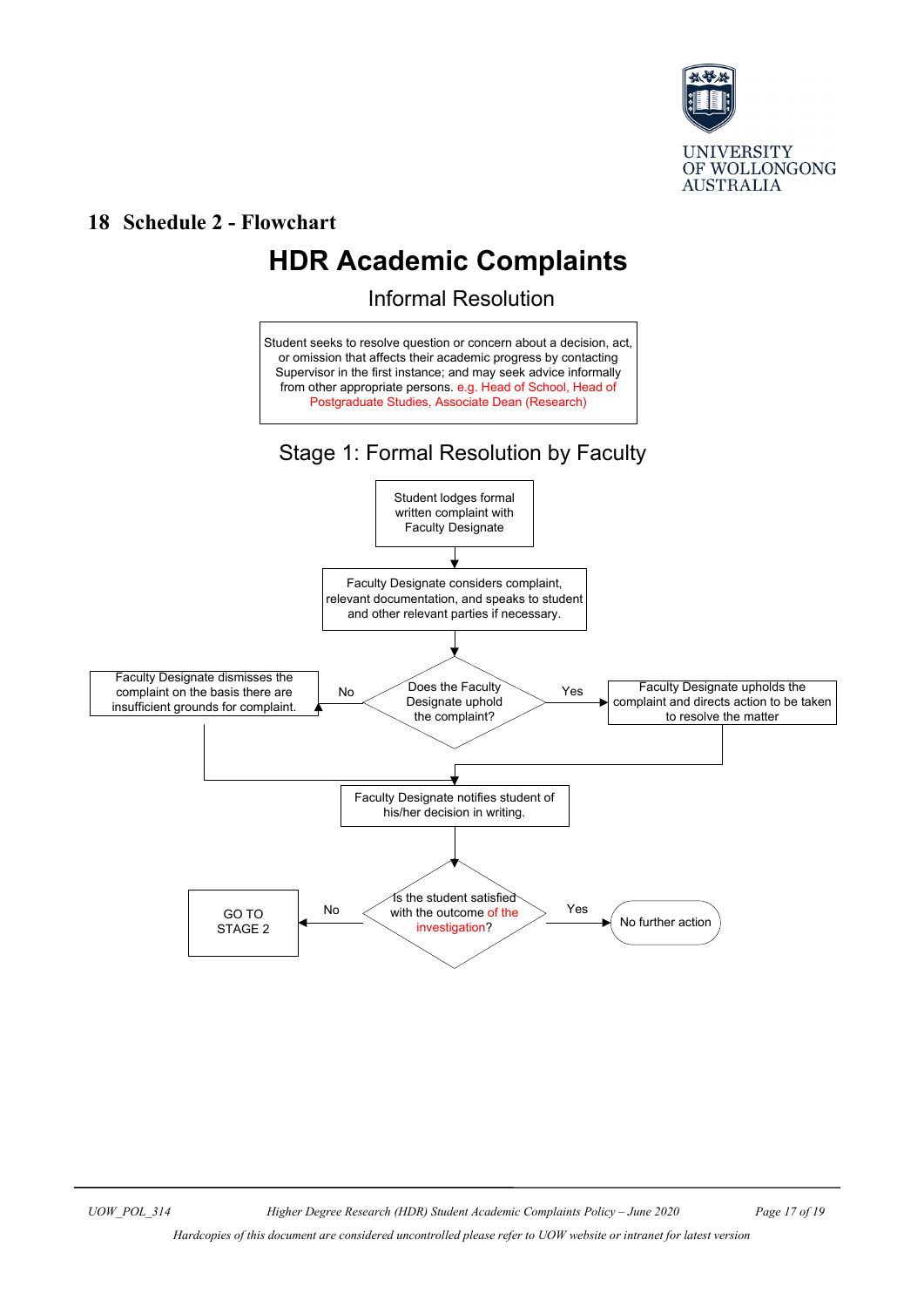## 18 Schedule 2 - Flowchart

# HDR Academic Complaints

### Informal Resolution

Student seeks to resolve question or concern about a decision, act, or omission that affects their academic progress by contacting Supervisor in the first instance; and may seek advice informally from other appropriate persons. e.g. Head of School, Head of Postgraduate Studies, Associate Dean (Research)

### Stage 1: Formal Resolution by Faculty

Student lodges formal written complaint with Faculty Designate

Faculty Designate considers complaint, relevant documentation, and speaks to student and other relevant parties if necessary.

Does the Faculty Designate uphold the complaint?

- No: Faculty Designate dismisses the complaint on the basis there are insufficient grounds for complaint.
- Yes: Faculty Designate upholds the complaint and directs action to be taken to resolve the matter

Faculty Designate notifies student of his/her decision in writing.

Is the student satisfied with the outcome of the investigation?

- No: GO TO STAGE 2
- Yes: No further action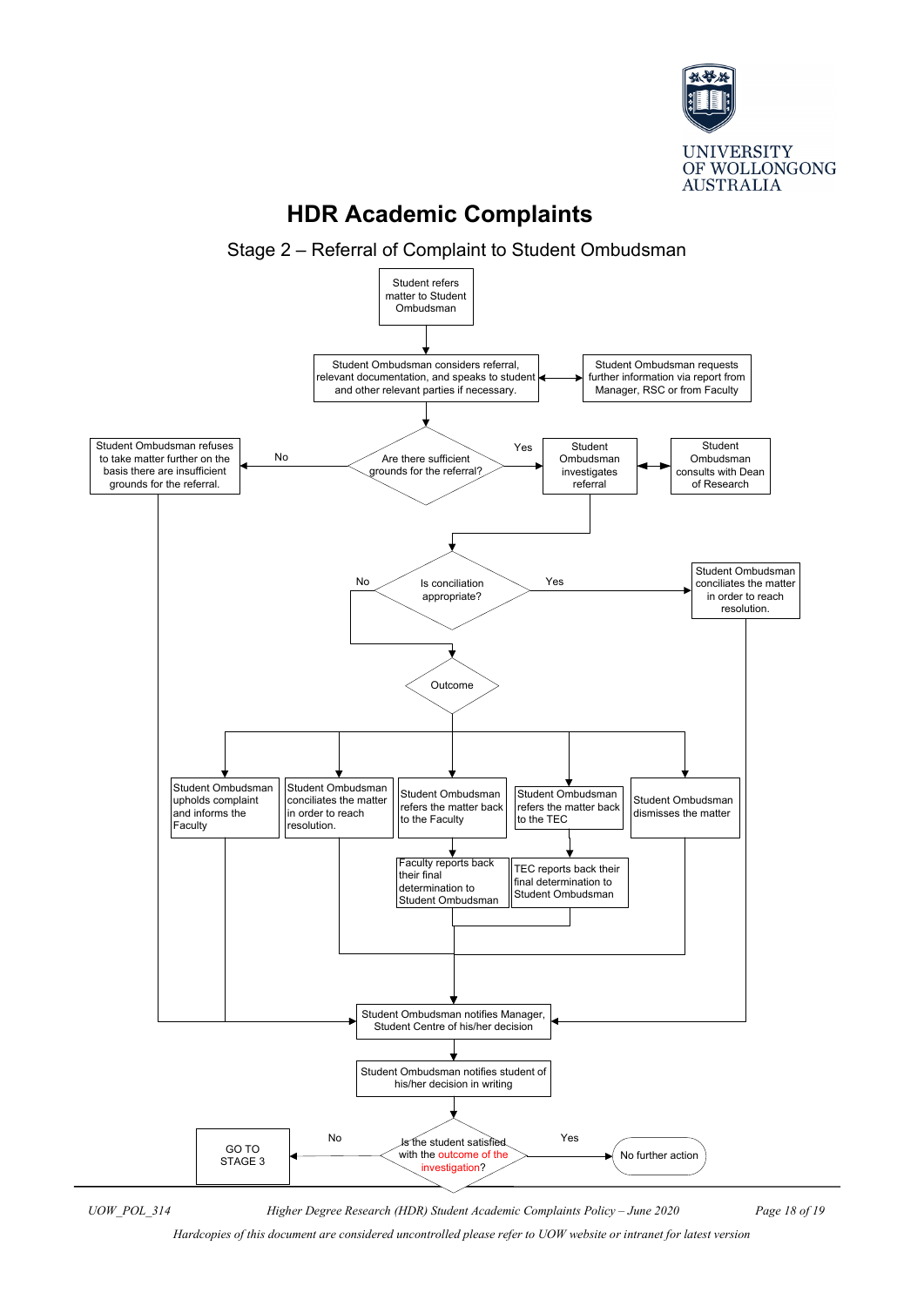# HDR Academic Complaints

## Stage 2 – Referral of Complaint to Student Ombudsman

Student refers matter to Student Ombudsman

Student Ombudsman considers referral, relevant documentation, and speaks to student and other relevant parties if necessary.

Student Ombudsman requests further information via report from Manager, RSC or from Faculty

Are there sufficient grounds for the referral?

No

Student Ombudsman refuses to take matter further on the basis there are insufficient grounds for the referral.

Yes

Student Ombudsman investigates referral

Student Ombudsman consults with Dean of Research

Is conciliation appropriate?

No

Yes

Student Ombudsman conciliates the matter in order to reach resolution.

Outcome

Student Ombudsman upholds complaint and informs the Faculty

Student Ombudsman conciliates the matter in order to reach resolution.

Student Ombudsman refers the matter back to the Faculty

Faculty reports back their final determination to Student Ombudsman

Student Ombudsman refers the matter back to the TEC

TEC reports back their final determination to Student Ombudsman

Student Ombudsman dismisses the matter

Student Ombudsman notifies Manager, Student Centre of his/her decision

Student Ombudsman notifies student of his/her decision in writing

Is the student satisfied with the outcome of the investigation?

No

GO TO STAGE 3

Yes

No further action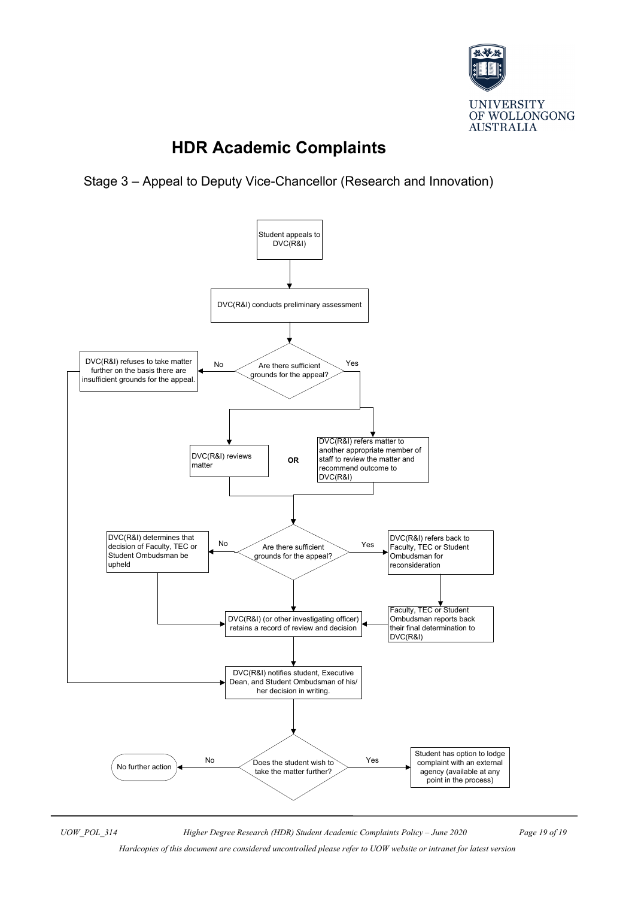# HDR Academic Complaints

## Stage 3 – Appeal to Deputy Vice-Chancellor (Research and Innovation)

Student appeals to DVC(R&I)

DVC(R&I) conducts preliminary assessment

Are there sufficient grounds for the appeal?

No

DVC(R&I) refuses to take matter further on the basis there are insufficient grounds for the appeal.

Yes

DVC(R&I) reviews matter

OR

DVC(R&I) refers matter to another appropriate member of staff to review the matter and recommend outcome to DVC(R&I)

Are there sufficient grounds for the appeal?

No

DVC(R&I) determines that decision of Faculty, TEC or Student Ombudsman be upheld

Yes

DVC(R&I) refers back to Faculty, TEC or Student Ombudsman for reconsideration

Faculty, TEC or Student Ombudsman reports back their final determination to DVC(R&I)

DVC(R&I) (or other investigating officer) retains a record of review and decision

DVC(R&I) notifies student, Executive Dean, and Student Ombudsman of his/ her decision in writing.

Does the student wish to take the matter further?

No

No further action

Yes

Student has option to lodge complaint with an external agency (available at any point in the process)

UOW_POL_314 Higher Degree Research (HDR) Student Academic Complaints Policy – June 2020

*Hardcopies of this document are considered uncontrolled please refer to UOW website or intranet for latest version*